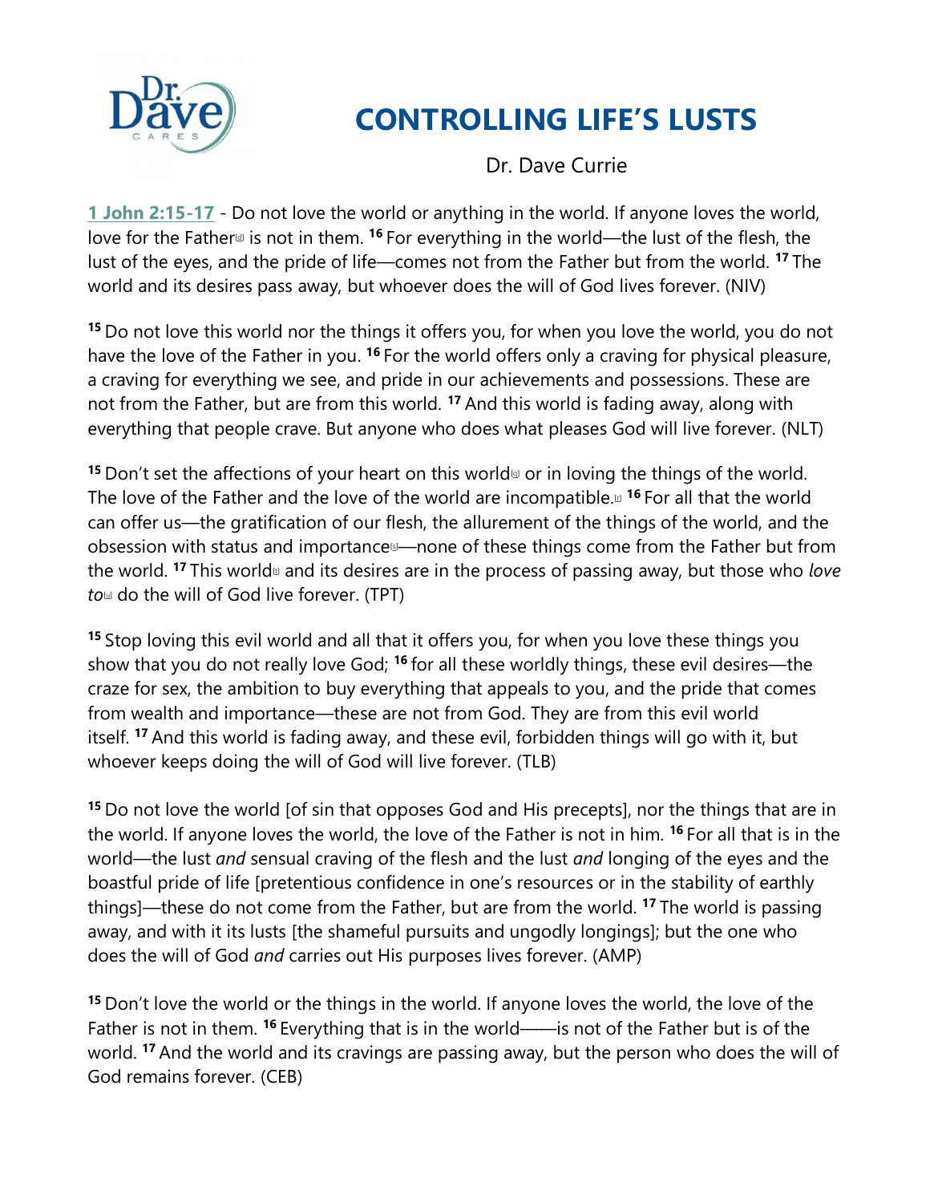# CONTROLLING LIFE'S LUSTS

Dr. Dave Currie

**1 John 2:15-17** - Do not love the world or anything in the world. If anyone loves the world, love for the Father[a] is not in them. [16] For everything in the world—the lust of the flesh, the lust of the eyes, and the pride of life—comes not from the Father but from the world. [17] The world and its desires pass away, but whoever does the will of God lives forever. (NIV)

[15] Do not love this world nor the things it offers you, for when you love the world, you do not have the love of the Father in you. [16] For the world offers only a craving for physical pleasure, a craving for everything we see, and pride in our achievements and possessions. These are not from the Father, but are from this world. [17] And this world is fading away, along with everything that people crave. But anyone who does what pleases God will live forever. (NLT)

[15] Don't set the affections of your heart on this world[a] or in loving the things of the world. The love of the Father and the love of the world are incompatible.[b] [16] For all that the world can offer us—the gratification of our flesh, the allurement of the things of the world, and the obsession with status and importance[c]—none of these things come from the Father but from the world. [17] This world[d] and its desires are in the process of passing away, but those who *love to*[e] do the will of God live forever. (TPT)

[15] Stop loving this evil world and all that it offers you, for when you love these things you show that you do not really love God; [16] for all these worldly things, these evil desires—the craze for sex, the ambition to buy everything that appeals to you, and the pride that comes from wealth and importance—these are not from God. They are from this evil world itself. [17] And this world is fading away, and these evil, forbidden things will go with it, but whoever keeps doing the will of God will live forever. (TLB)

[15] Do not love the world [of sin that opposes God and His precepts], nor the things that are in the world. If anyone loves the world, the love of the Father is not in him. [16] For all that is in the world—the lust *and* sensual craving of the flesh and the lust *and* longing of the eyes and the boastful pride of life [pretentious confidence in one's resources or in the stability of earthly things]—these do not come from the Father, but are from the world. [17] The world is passing away, and with it its lusts [the shameful pursuits and ungodly longings]; but the one who does the will of God *and* carries out His purposes lives forever. (AMP)

[15] Don't love the world or the things in the world. If anyone loves the world, the love of the Father is not in them. [16] Everything that is in the world——is not of the Father but is of the world. [17] And the world and its cravings are passing away, but the person who does the will of God remains forever. (CEB)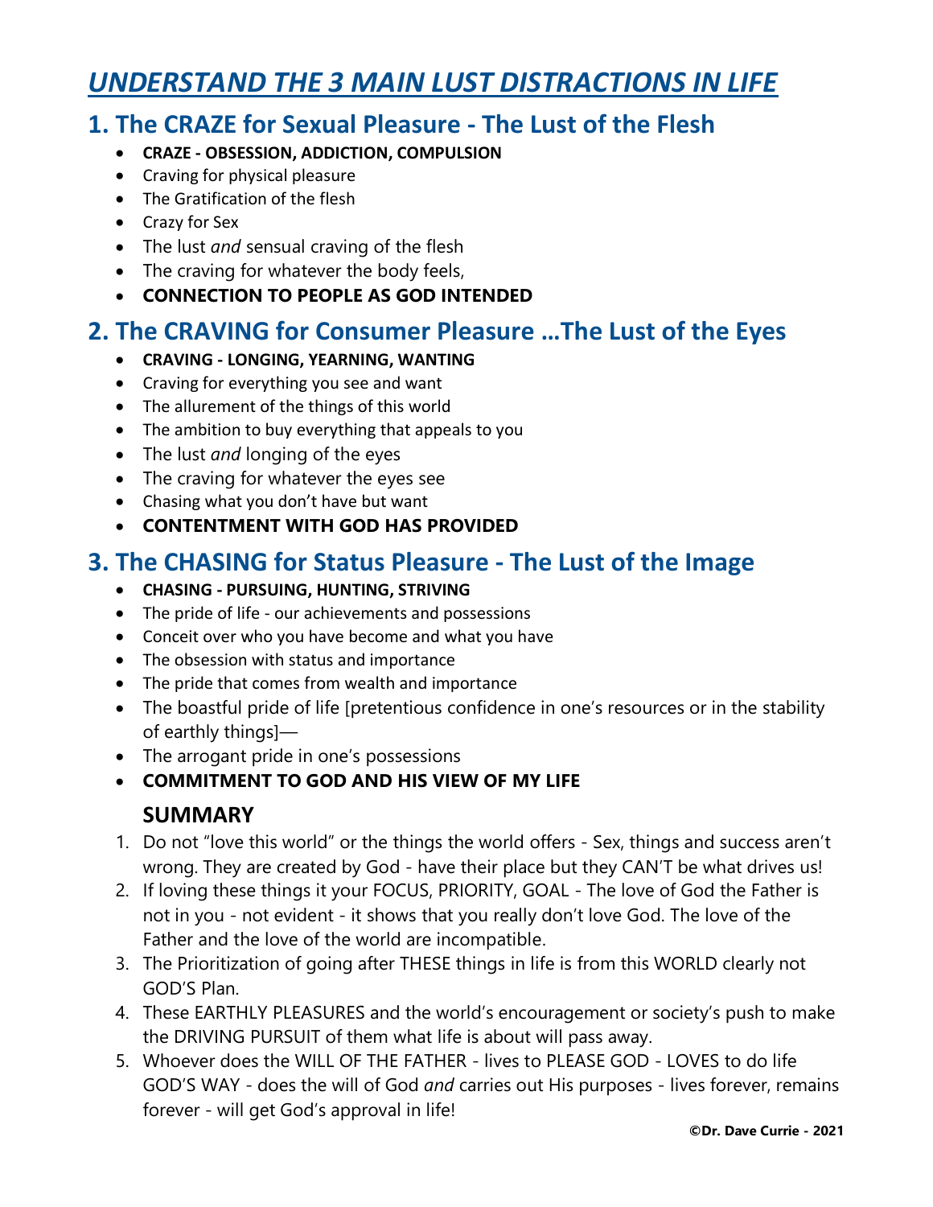# ***UNDERSTAND THE 3 MAIN LUST DISTRACTIONS IN LIFE***

## 1. The CRAZE for Sexual Pleasure - The Lust of the Flesh

- **CRAZE - OBSESSION, ADDICTION, COMPULSION**
- Craving for physical pleasure
- The Gratification of the flesh
- Crazy for Sex
- The lust *and* sensual craving of the flesh
- The craving for whatever the body feels,
- **CONNECTION TO PEOPLE AS GOD INTENDED**

## 2. The CRAVING for Consumer Pleasure …The Lust of the Eyes

- **CRAVING - LONGING, YEARNING, WANTING**
- Craving for everything you see and want
- The allurement of the things of this world
- The ambition to buy everything that appeals to you
- The lust *and* longing of the eyes
- The craving for whatever the eyes see
- Chasing what you don't have but want
- **CONTENTMENT WITH GOD HAS PROVIDED**

## 3. The CHASING for Status Pleasure - The Lust of the Image

- **CHASING - PURSUING, HUNTING, STRIVING**
- The pride of life - our achievements and possessions
- Conceit over who you have become and what you have
- The obsession with status and importance
- The pride that comes from wealth and importance
- The boastful pride of life [pretentious confidence in one's resources or in the stability of earthly things]—
- The arrogant pride in one's possessions
- **COMMITMENT TO GOD AND HIS VIEW OF MY LIFE**

### SUMMARY

1. Do not "love this world" or the things the world offers - Sex, things and success aren't wrong. They are created by God - have their place but they CAN'T be what drives us!
2. If loving these things it your FOCUS, PRIORITY, GOAL - The love of God the Father is not in you - not evident - it shows that you really don't love God. The love of the Father and the love of the world are incompatible.
3. The Prioritization of going after THESE things in life is from this WORLD clearly not GOD'S Plan.
4. These EARTHLY PLEASURES and the world's encouragement or society's push to make the DRIVING PURSUIT of them what life is about will pass away.
5. Whoever does the WILL OF THE FATHER - lives to PLEASE GOD - LOVES to do life GOD'S WAY - does the will of God *and* carries out His purposes - lives forever, remains forever - will get God's approval in life!

**©Dr. Dave Currie - 2021**